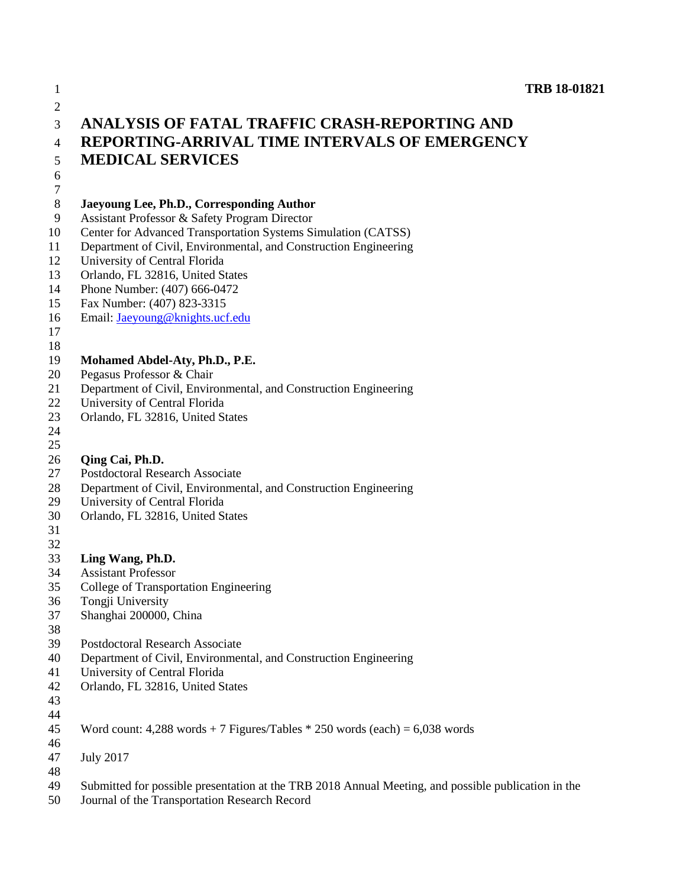**TRB 18-01821**

# ANALYSIS OF FATAL TRAFFIC CRASH-REPORTING AND REPORTING-ARRIVAL TIME INTERVALS OF EMERGENCY MEDICAL SERVICES

**Jaeyoung Lee, Ph.D., Corresponding Author**
Assistant Professor & Safety Program Director
Center for Advanced Transportation Systems Simulation (CATSS)
Department of Civil, Environmental, and Construction Engineering
University of Central Florida
Orlando, FL 32816, United States
Phone Number: (407) 666-0472
Fax Number: (407) 823-3315
Email: Jaeyoung@knights.ucf.edu

**Mohamed Abdel-Aty, Ph.D., P.E.**
Pegasus Professor & Chair
Department of Civil, Environmental, and Construction Engineering
University of Central Florida
Orlando, FL 32816, United States

**Qing Cai, Ph.D.**
Postdoctoral Research Associate
Department of Civil, Environmental, and Construction Engineering
University of Central Florida
Orlando, FL 32816, United States

**Ling Wang, Ph.D.**
Assistant Professor
College of Transportation Engineering
Tongji University
Shanghai 200000, China

Postdoctoral Research Associate
Department of Civil, Environmental, and Construction Engineering
University of Central Florida
Orlando, FL 32816, United States

Word count: 4,288 words + 7 Figures/Tables * 250 words (each) = 6,038 words

July 2017

Submitted for possible presentation at the TRB 2018 Annual Meeting, and possible publication in the Journal of the Transportation Research Record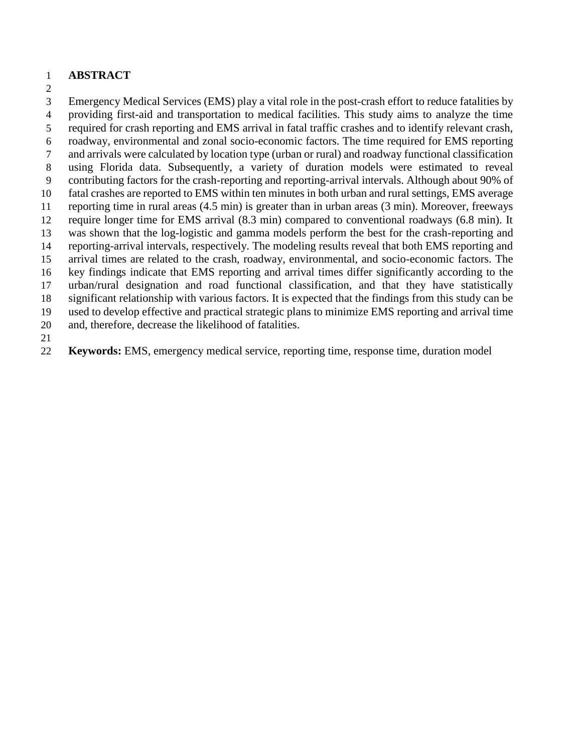# ABSTRACT

Emergency Medical Services (EMS) play a vital role in the post-crash effort to reduce fatalities by providing first-aid and transportation to medical facilities. This study aims to analyze the time required for crash reporting and EMS arrival in fatal traffic crashes and to identify relevant crash, roadway, environmental and zonal socio-economic factors. The time required for EMS reporting and arrivals were calculated by location type (urban or rural) and roadway functional classification using Florida data. Subsequently, a variety of duration models were estimated to reveal contributing factors for the crash-reporting and reporting-arrival intervals. Although about 90% of fatal crashes are reported to EMS within ten minutes in both urban and rural settings, EMS average reporting time in rural areas (4.5 min) is greater than in urban areas (3 min). Moreover, freeways require longer time for EMS arrival (8.3 min) compared to conventional roadways (6.8 min). It was shown that the log-logistic and gamma models perform the best for the crash-reporting and reporting-arrival intervals, respectively. The modeling results reveal that both EMS reporting and arrival times are related to the crash, roadway, environmental, and socio-economic factors. The key findings indicate that EMS reporting and arrival times differ significantly according to the urban/rural designation and road functional classification, and that they have statistically significant relationship with various factors. It is expected that the findings from this study can be used to develop effective and practical strategic plans to minimize EMS reporting and arrival time and, therefore, decrease the likelihood of fatalities.

**Keywords:** EMS, emergency medical service, reporting time, response time, duration model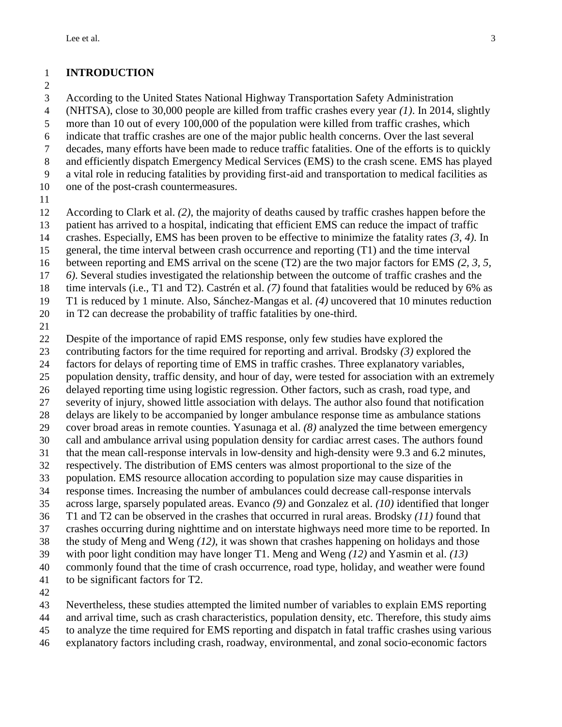# INTRODUCTION

According to the United States National Highway Transportation Safety Administration (NHTSA), close to 30,000 people are killed from traffic crashes every year *(1)*. In 2014, slightly more than 10 out of every 100,000 of the population were killed from traffic crashes, which indicate that traffic crashes are one of the major public health concerns. Over the last several decades, many efforts have been made to reduce traffic fatalities. One of the efforts is to quickly and efficiently dispatch Emergency Medical Services (EMS) to the crash scene. EMS has played a vital role in reducing fatalities by providing first-aid and transportation to medical facilities as one of the post-crash countermeasures.

According to Clark et al. *(2)*, the majority of deaths caused by traffic crashes happen before the patient has arrived to a hospital, indicating that efficient EMS can reduce the impact of traffic crashes. Especially, EMS has been proven to be effective to minimize the fatality rates *(3, 4)*. In general, the time interval between crash occurrence and reporting (T1) and the time interval between reporting and EMS arrival on the scene (T2) are the two major factors for EMS *(2, 3, 5, 6)*. Several studies investigated the relationship between the outcome of traffic crashes and the time intervals (i.e., T1 and T2). Castrén et al. *(7)* found that fatalities would be reduced by 6% as T1 is reduced by 1 minute. Also, Sánchez-Mangas et al. *(4)* uncovered that 10 minutes reduction in T2 can decrease the probability of traffic fatalities by one-third.

Despite of the importance of rapid EMS response, only few studies have explored the contributing factors for the time required for reporting and arrival. Brodsky *(3)* explored the factors for delays of reporting time of EMS in traffic crashes. Three explanatory variables, population density, traffic density, and hour of day, were tested for association with an extremely delayed reporting time using logistic regression. Other factors, such as crash, road type, and severity of injury, showed little association with delays. The author also found that notification delays are likely to be accompanied by longer ambulance response time as ambulance stations cover broad areas in remote counties. Yasunaga et al. *(8)* analyzed the time between emergency call and ambulance arrival using population density for cardiac arrest cases. The authors found that the mean call-response intervals in low-density and high-density were 9.3 and 6.2 minutes, respectively. The distribution of EMS centers was almost proportional to the size of the population. EMS resource allocation according to population size may cause disparities in response times. Increasing the number of ambulances could decrease call-response intervals across large, sparsely populated areas. Evanco *(9)* and Gonzalez et al. *(10)* identified that longer T1 and T2 can be observed in the crashes that occurred in rural areas. Brodsky *(11)* found that crashes occurring during nighttime and on interstate highways need more time to be reported. In the study of Meng and Weng *(12)*, it was shown that crashes happening on holidays and those with poor light condition may have longer T1. Meng and Weng *(12)* and Yasmin et al. *(13)* commonly found that the time of crash occurrence, road type, holiday, and weather were found to be significant factors for T2.

Nevertheless, these studies attempted the limited number of variables to explain EMS reporting and arrival time, such as crash characteristics, population density, etc. Therefore, this study aims to analyze the time required for EMS reporting and dispatch in fatal traffic crashes using various explanatory factors including crash, roadway, environmental, and zonal socio-economic factors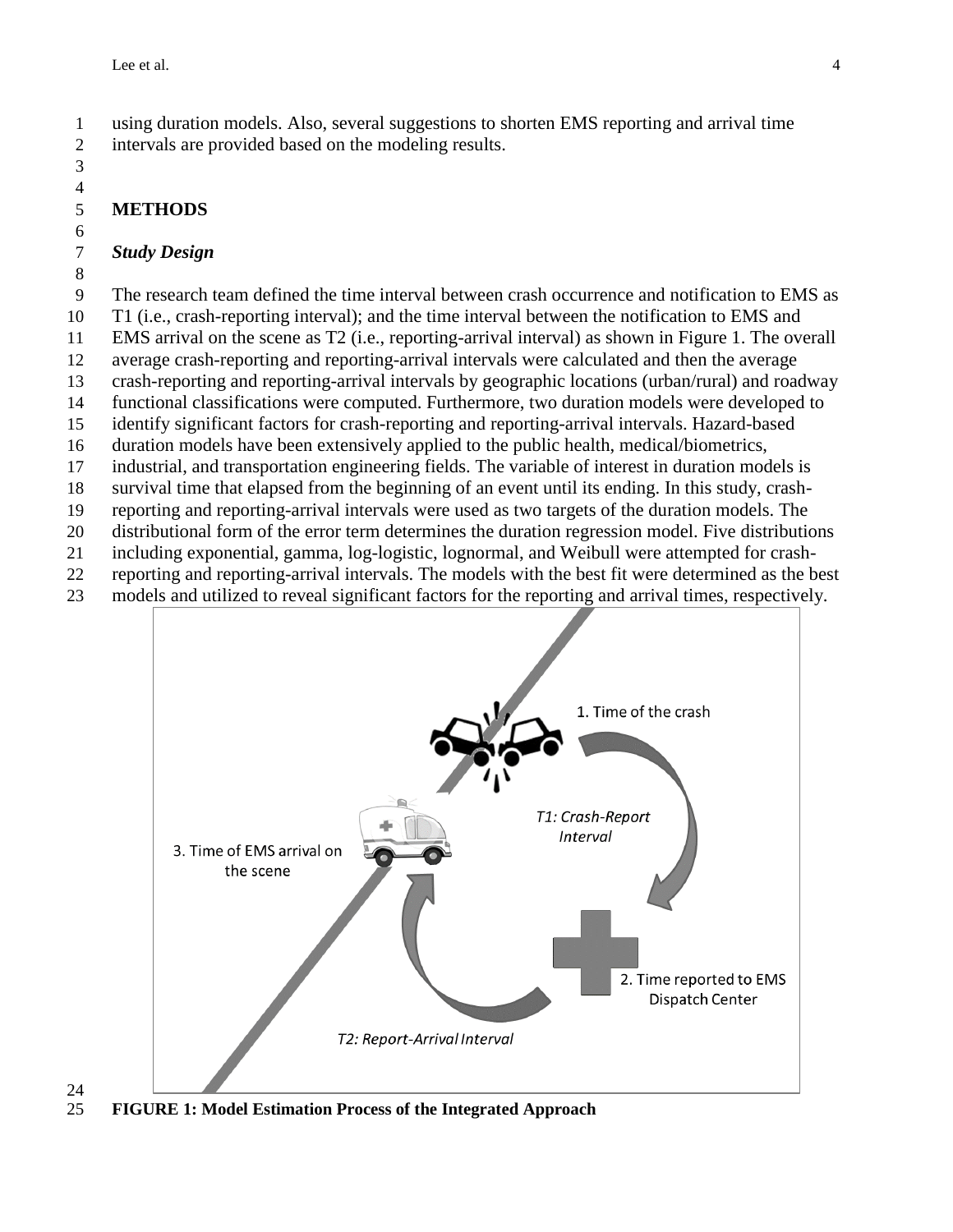using duration models. Also, several suggestions to shorten EMS reporting and arrival time intervals are provided based on the modeling results.

## METHODS

### *Study Design*

The research team defined the time interval between crash occurrence and notification to EMS as T1 (i.e., crash-reporting interval); and the time interval between the notification to EMS and EMS arrival on the scene as T2 (i.e., reporting-arrival interval) as shown in Figure 1. The overall average crash-reporting and reporting-arrival intervals were calculated and then the average crash-reporting and reporting-arrival intervals by geographic locations (urban/rural) and roadway functional classifications were computed. Furthermore, two duration models were developed to identify significant factors for crash-reporting and reporting-arrival intervals. Hazard-based duration models have been extensively applied to the public health, medical/biometrics, industrial, and transportation engineering fields. The variable of interest in duration models is survival time that elapsed from the beginning of an event until its ending. In this study, crash-reporting and reporting-arrival intervals were used as two targets of the duration models. The distributional form of the error term determines the duration regression model. Five distributions including exponential, gamma, log-logistic, lognormal, and Weibull were attempted for crash-reporting and reporting-arrival intervals. The models with the best fit were determined as the best models and utilized to reveal significant factors for the reporting and arrival times, respectively.

**FIGURE 1: Model Estimation Process of the Integrated Approach**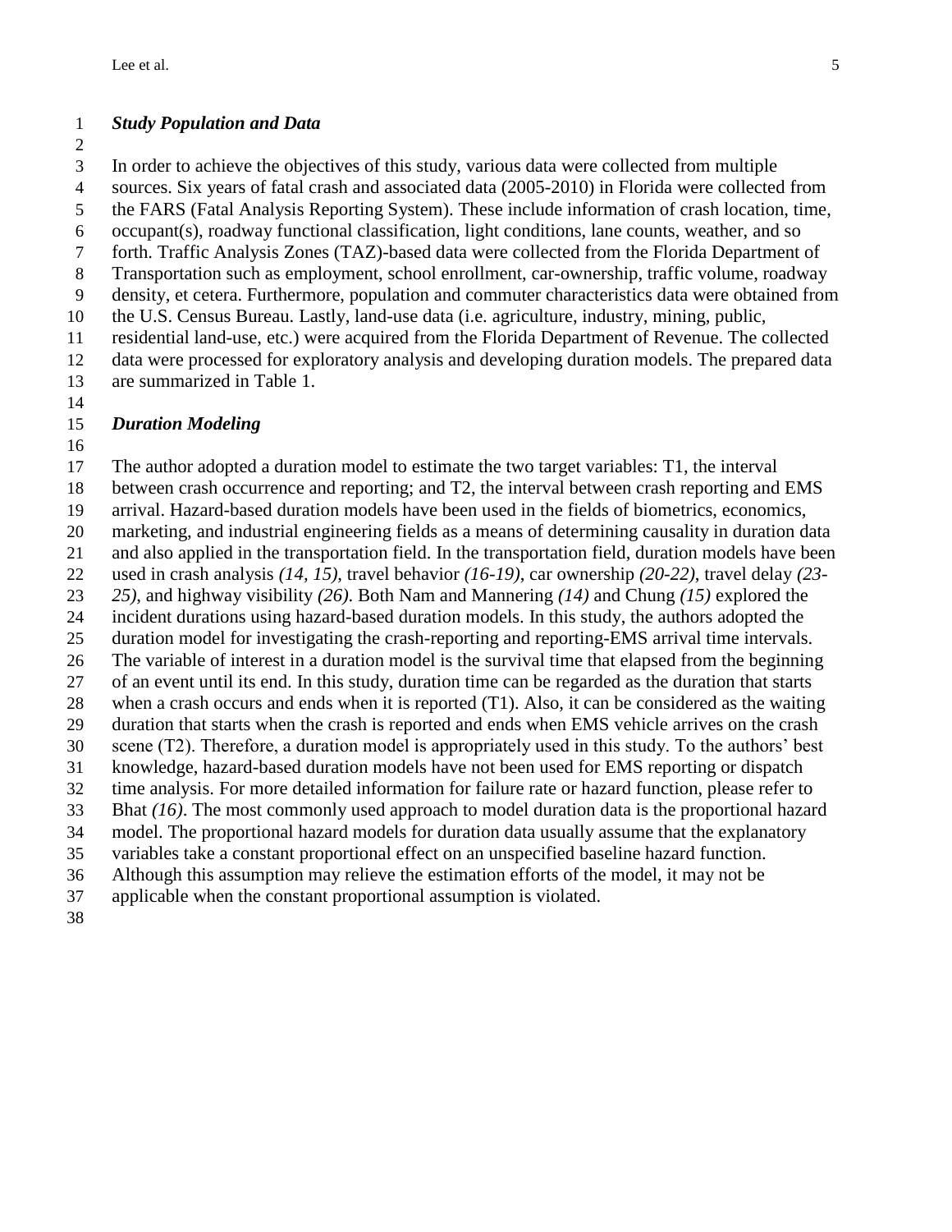### *Study Population and Data*

In order to achieve the objectives of this study, various data were collected from multiple sources. Six years of fatal crash and associated data (2005-2010) in Florida were collected from the FARS (Fatal Analysis Reporting System). These include information of crash location, time, occupant(s), roadway functional classification, light conditions, lane counts, weather, and so forth. Traffic Analysis Zones (TAZ)-based data were collected from the Florida Department of Transportation such as employment, school enrollment, car-ownership, traffic volume, roadway density, et cetera. Furthermore, population and commuter characteristics data were obtained from the U.S. Census Bureau. Lastly, land-use data (i.e. agriculture, industry, mining, public, residential land-use, etc.) were acquired from the Florida Department of Revenue. The collected data were processed for exploratory analysis and developing duration models. The prepared data are summarized in Table 1.

### *Duration Modeling*

The author adopted a duration model to estimate the two target variables: T1, the interval between crash occurrence and reporting; and T2, the interval between crash reporting and EMS arrival. Hazard-based duration models have been used in the fields of biometrics, economics, marketing, and industrial engineering fields as a means of determining causality in duration data and also applied in the transportation field. In the transportation field, duration models have been used in crash analysis *(14, 15)*, travel behavior *(16-19)*, car ownership *(20-22)*, travel delay *(23-25)*, and highway visibility *(26)*. Both Nam and Mannering *(14)* and Chung *(15)* explored the incident durations using hazard-based duration models. In this study, the authors adopted the duration model for investigating the crash-reporting and reporting-EMS arrival time intervals. The variable of interest in a duration model is the survival time that elapsed from the beginning of an event until its end. In this study, duration time can be regarded as the duration that starts when a crash occurs and ends when it is reported (T1). Also, it can be considered as the waiting duration that starts when the crash is reported and ends when EMS vehicle arrives on the crash scene (T2). Therefore, a duration model is appropriately used in this study. To the authors' best knowledge, hazard-based duration models have not been used for EMS reporting or dispatch time analysis. For more detailed information for failure rate or hazard function, please refer to Bhat *(16)*. The most commonly used approach to model duration data is the proportional hazard model. The proportional hazard models for duration data usually assume that the explanatory variables take a constant proportional effect on an unspecified baseline hazard function. Although this assumption may relieve the estimation efforts of the model, it may not be applicable when the constant proportional assumption is violated.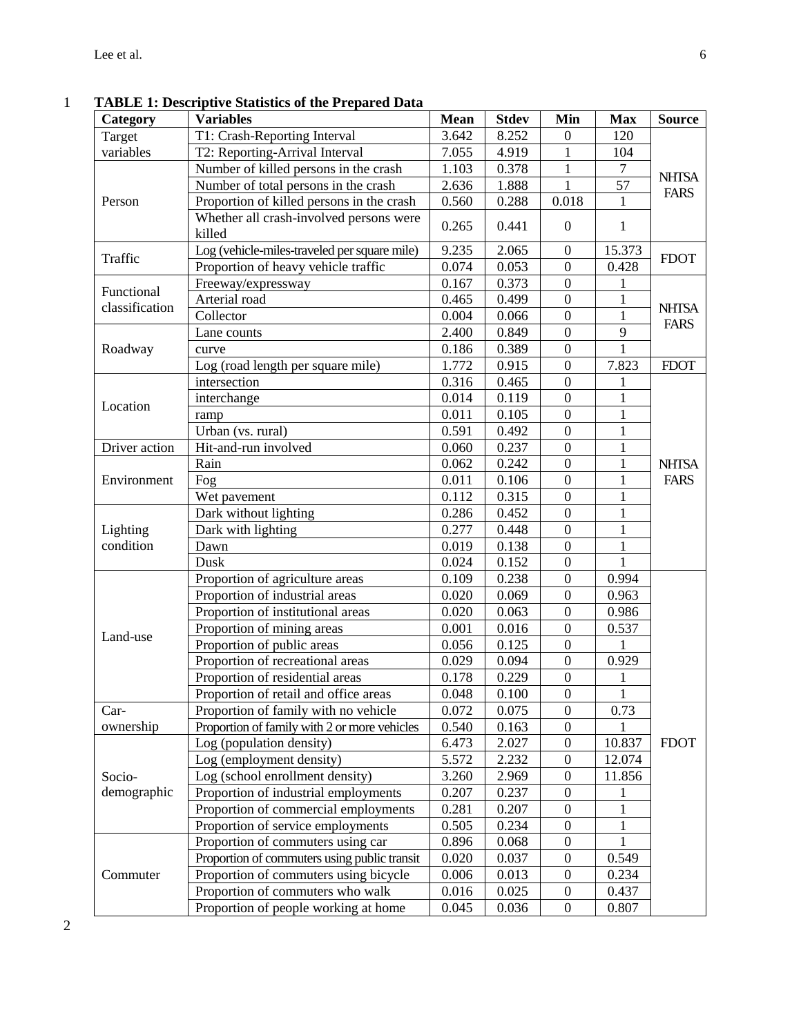**TABLE 1: Descriptive Statistics of the Prepared Data**

| Category | Variables | Mean | Stdev | Min | Max | Source |
|---|---|---|---|---|---|---|
| Target variables | T1: Crash-Reporting Interval | 3.642 | 8.252 | 0 | 120 | |
| | T2: Reporting-Arrival Interval | 7.055 | 4.919 | 1 | 104 | NHTSA FARS |
| Person | Number of killed persons in the crash | 1.103 | 0.378 | 1 | 7 | |
| | Number of total persons in the crash | 2.636 | 1.888 | 1 | 57 | |
| | Proportion of killed persons in the crash | 0.560 | 0.288 | 0.018 | 1 | |
| | Whether all crash-involved persons were killed | 0.265 | 0.441 | 0 | 1 | |
| Traffic | Log (vehicle-miles-traveled per square mile) | 9.235 | 2.065 | 0 | 15.373 | FDOT |
| | Proportion of heavy vehicle traffic | 0.074 | 0.053 | 0 | 0.428 | |
| Functional classification | Freeway/expressway | 0.167 | 0.373 | 0 | 1 | NHTSA FARS |
| | Arterial road | 0.465 | 0.499 | 0 | 1 | |
| | Collector | 0.004 | 0.066 | 0 | 1 | |
| Roadway | Lane counts | 2.400 | 0.849 | 0 | 9 | |
| | curve | 0.186 | 0.389 | 0 | 1 | |
| | Log (road length per square mile) | 1.772 | 0.915 | 0 | 7.823 | FDOT |
| Location | intersection | 0.316 | 0.465 | 0 | 1 | NHTSA FARS |
| | interchange | 0.014 | 0.119 | 0 | 1 | |
| | ramp | 0.011 | 0.105 | 0 | 1 | |
| | Urban (vs. rural) | 0.591 | 0.492 | 0 | 1 | |
| Driver action | Hit-and-run involved | 0.060 | 0.237 | 0 | 1 | |
| Environment | Rain | 0.062 | 0.242 | 0 | 1 | |
| | Fog | 0.011 | 0.106 | 0 | 1 | |
| | Wet pavement | 0.112 | 0.315 | 0 | 1 | |
| Lighting condition | Dark without lighting | 0.286 | 0.452 | 0 | 1 | |
| | Dark with lighting | 0.277 | 0.448 | 0 | 1 | |
| | Dawn | 0.019 | 0.138 | 0 | 1 | |
| | Dusk | 0.024 | 0.152 | 0 | 1 | |
| Land-use | Proportion of agriculture areas | 0.109 | 0.238 | 0 | 0.994 | FDOT |
| | Proportion of industrial areas | 0.020 | 0.069 | 0 | 0.963 | |
| | Proportion of institutional areas | 0.020 | 0.063 | 0 | 0.986 | |
| | Proportion of mining areas | 0.001 | 0.016 | 0 | 0.537 | |
| | Proportion of public areas | 0.056 | 0.125 | 0 | 1 | |
| | Proportion of recreational areas | 0.029 | 0.094 | 0 | 0.929 | |
| | Proportion of residential areas | 0.178 | 0.229 | 0 | 1 | |
| | Proportion of retail and office areas | 0.048 | 0.100 | 0 | 1 | |
| Car-ownership | Proportion of family with no vehicle | 0.072 | 0.075 | 0 | 0.73 | |
| | Proportion of family with 2 or more vehicles | 0.540 | 0.163 | 0 | 1 | |
| Socio-demographic | Log (population density) | 6.473 | 2.027 | 0 | 10.837 | |
| | Log (employment density) | 5.572 | 2.232 | 0 | 12.074 | |
| | Log (school enrollment density) | 3.260 | 2.969 | 0 | 11.856 | |
| | Proportion of industrial employments | 0.207 | 0.237 | 0 | 1 | |
| | Proportion of commercial employments | 0.281 | 0.207 | 0 | 1 | |
| | Proportion of service employments | 0.505 | 0.234 | 0 | 1 | |
| Commuter | Proportion of commuters using car | 0.896 | 0.068 | 0 | 1 | |
| | Proportion of commuters using public transit | 0.020 | 0.037 | 0 | 0.549 | |
| | Proportion of commuters using bicycle | 0.006 | 0.013 | 0 | 0.234 | |
| | Proportion of commuters who walk | 0.016 | 0.025 | 0 | 0.437 | |
| | Proportion of people working at home | 0.045 | 0.036 | 0 | 0.807 | |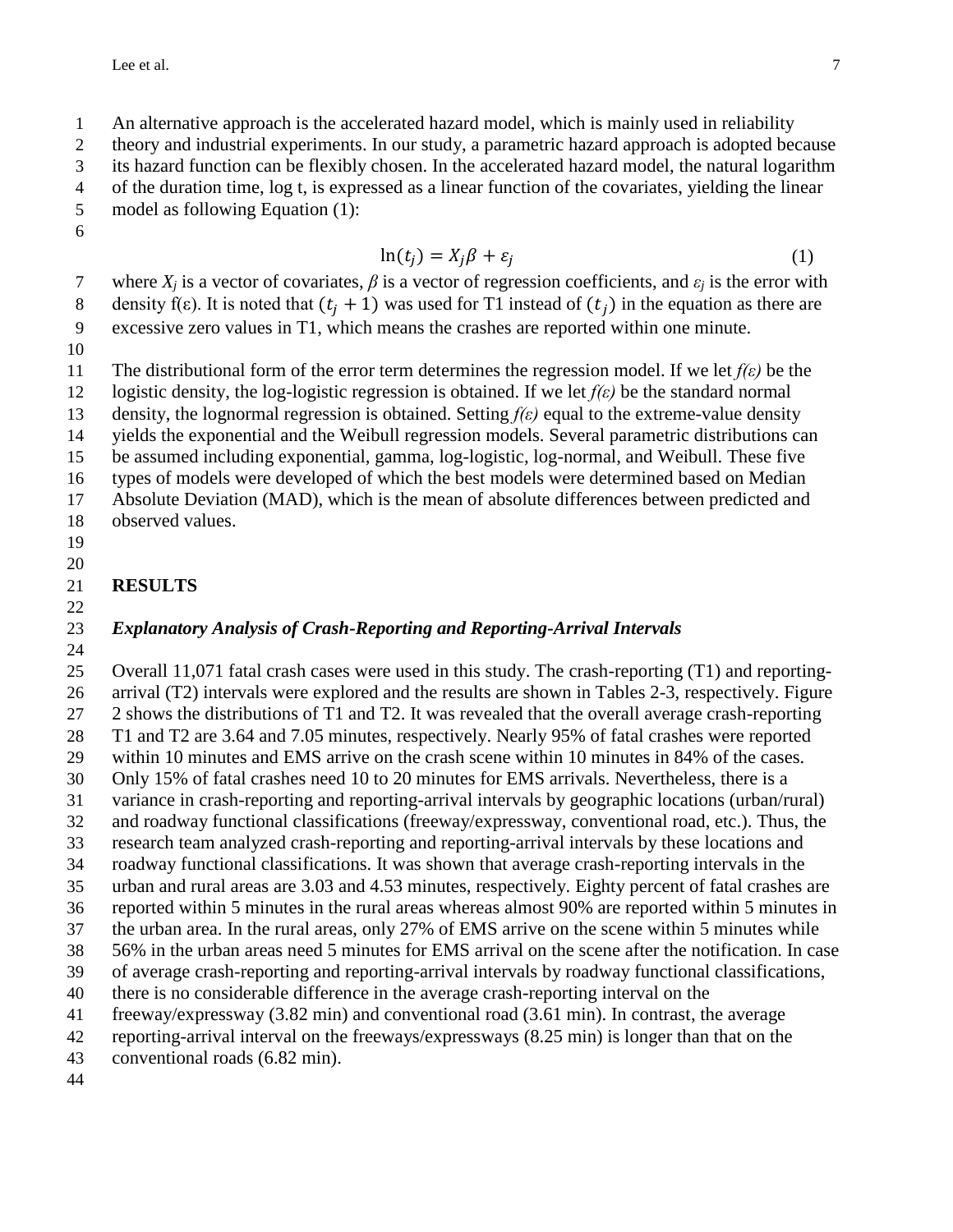An alternative approach is the accelerated hazard model, which is mainly used in reliability theory and industrial experiments. In our study, a parametric hazard approach is adopted because its hazard function can be flexibly chosen. In the accelerated hazard model, the natural logarithm of the duration time, log t, is expressed as a linear function of the covariates, yielding the linear model as following Equation (1):

$$\ln(t_j) = X_j\beta + \varepsilon_j \tag{1}$$

where $X_j$ is a vector of covariates, $\beta$ is a vector of regression coefficients, and $\varepsilon_j$ is the error with density f(ε). It is noted that $(t_j + 1)$ was used for T1 instead of $(t_j)$ in the equation as there are excessive zero values in T1, which means the crashes are reported within one minute.

The distributional form of the error term determines the regression model. If we let $f(\varepsilon)$ be the logistic density, the log-logistic regression is obtained. If we let $f(\varepsilon)$ be the standard normal density, the lognormal regression is obtained. Setting $f(\varepsilon)$ equal to the extreme-value density yields the exponential and the Weibull regression models. Several parametric distributions can be assumed including exponential, gamma, log-logistic, log-normal, and Weibull. These five types of models were developed of which the best models were determined based on Median Absolute Deviation (MAD), which is the mean of absolute differences between predicted and observed values.

## RESULTS

### *Explanatory Analysis of Crash-Reporting and Reporting-Arrival Intervals*

Overall 11,071 fatal crash cases were used in this study. The crash-reporting (T1) and reporting-arrival (T2) intervals were explored and the results are shown in Tables 2-3, respectively. Figure 2 shows the distributions of T1 and T2. It was revealed that the overall average crash-reporting T1 and T2 are 3.64 and 7.05 minutes, respectively. Nearly 95% of fatal crashes were reported within 10 minutes and EMS arrive on the crash scene within 10 minutes in 84% of the cases. Only 15% of fatal crashes need 10 to 20 minutes for EMS arrivals. Nevertheless, there is a variance in crash-reporting and reporting-arrival intervals by geographic locations (urban/rural) and roadway functional classifications (freeway/expressway, conventional road, etc.). Thus, the research team analyzed crash-reporting and reporting-arrival intervals by these locations and roadway functional classifications. It was shown that average crash-reporting intervals in the urban and rural areas are 3.03 and 4.53 minutes, respectively. Eighty percent of fatal crashes are reported within 5 minutes in the rural areas whereas almost 90% are reported within 5 minutes in the urban area. In the rural areas, only 27% of EMS arrive on the scene within 5 minutes while 56% in the urban areas need 5 minutes for EMS arrival on the scene after the notification. In case of average crash-reporting and reporting-arrival intervals by roadway functional classifications, there is no considerable difference in the average crash-reporting interval on the freeway/expressway (3.82 min) and conventional road (3.61 min). In contrast, the average reporting-arrival interval on the freeways/expressways (8.25 min) is longer than that on the conventional roads (6.82 min).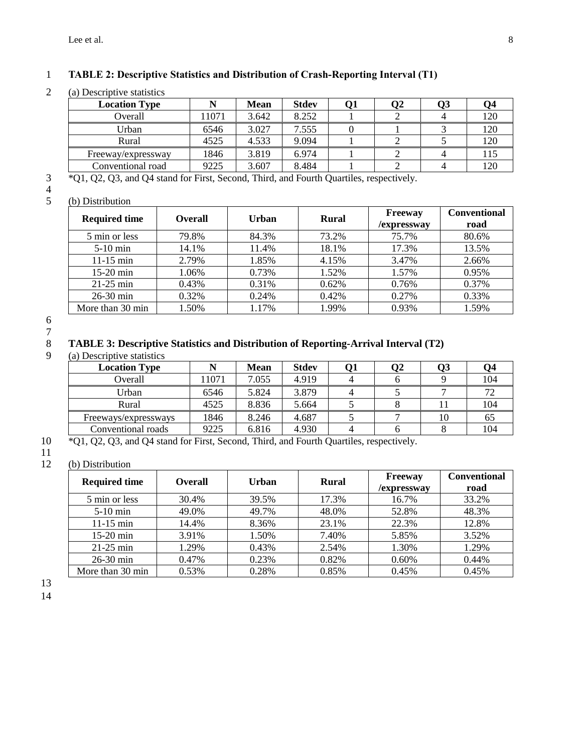**TABLE 2: Descriptive Statistics and Distribution of Crash-Reporting Interval (T1)**

(a) Descriptive statistics

| Location Type | N | Mean | Stdev | Q1 | Q2 | Q3 | Q4 |
|---|---|---|---|---|---|---|---|
| Overall | 11071 | 3.642 | 8.252 | 1 | 2 | 4 | 120 |
| Urban | 6546 | 3.027 | 7.555 | 0 | 1 | 3 | 120 |
| Rural | 4525 | 4.533 | 9.094 | 1 | 2 | 5 | 120 |
| Freeway/expressway | 1846 | 3.819 | 6.974 | 1 | 2 | 4 | 115 |
| Conventional road | 9225 | 3.607 | 8.484 | 1 | 2 | 4 | 120 |

*Q1, Q2, Q3, and Q4 stand for First, Second, Third, and Fourth Quartiles, respectively.

(b) Distribution

| Required time | Overall | Urban | Rural | Freeway /expressway | Conventional road |
|---|---|---|---|---|---|
| 5 min or less | 79.8% | 84.3% | 73.2% | 75.7% | 80.6% |
| 5-10 min | 14.1% | 11.4% | 18.1% | 17.3% | 13.5% |
| 11-15 min | 2.79% | 1.85% | 4.15% | 3.47% | 2.66% |
| 15-20 min | 1.06% | 0.73% | 1.52% | 1.57% | 0.95% |
| 21-25 min | 0.43% | 0.31% | 0.62% | 0.76% | 0.37% |
| 26-30 min | 0.32% | 0.24% | 0.42% | 0.27% | 0.33% |
| More than 30 min | 1.50% | 1.17% | 1.99% | 0.93% | 1.59% |

**TABLE 3: Descriptive Statistics and Distribution of Reporting-Arrival Interval (T2)**

(a) Descriptive statistics

| Location Type | N | Mean | Stdev | Q1 | Q2 | Q3 | Q4 |
|---|---|---|---|---|---|---|---|
| Overall | 11071 | 7.055 | 4.919 | 4 | 6 | 9 | 104 |
| Urban | 6546 | 5.824 | 3.879 | 4 | 5 | 7 | 72 |
| Rural | 4525 | 8.836 | 5.664 | 5 | 8 | 11 | 104 |
| Freeways/expressways | 1846 | 8.246 | 4.687 | 5 | 7 | 10 | 65 |
| Conventional roads | 9225 | 6.816 | 4.930 | 4 | 6 | 8 | 104 |

*Q1, Q2, Q3, and Q4 stand for First, Second, Third, and Fourth Quartiles, respectively.

(b) Distribution

| Required time | Overall | Urban | Rural | Freeway /expressway | Conventional road |
|---|---|---|---|---|---|
| 5 min or less | 30.4% | 39.5% | 17.3% | 16.7% | 33.2% |
| 5-10 min | 49.0% | 49.7% | 48.0% | 52.8% | 48.3% |
| 11-15 min | 14.4% | 8.36% | 23.1% | 22.3% | 12.8% |
| 15-20 min | 3.91% | 1.50% | 7.40% | 5.85% | 3.52% |
| 21-25 min | 1.29% | 0.43% | 2.54% | 1.30% | 1.29% |
| 26-30 min | 0.47% | 0.23% | 0.82% | 0.60% | 0.44% |
| More than 30 min | 0.53% | 0.28% | 0.85% | 0.45% | 0.45% |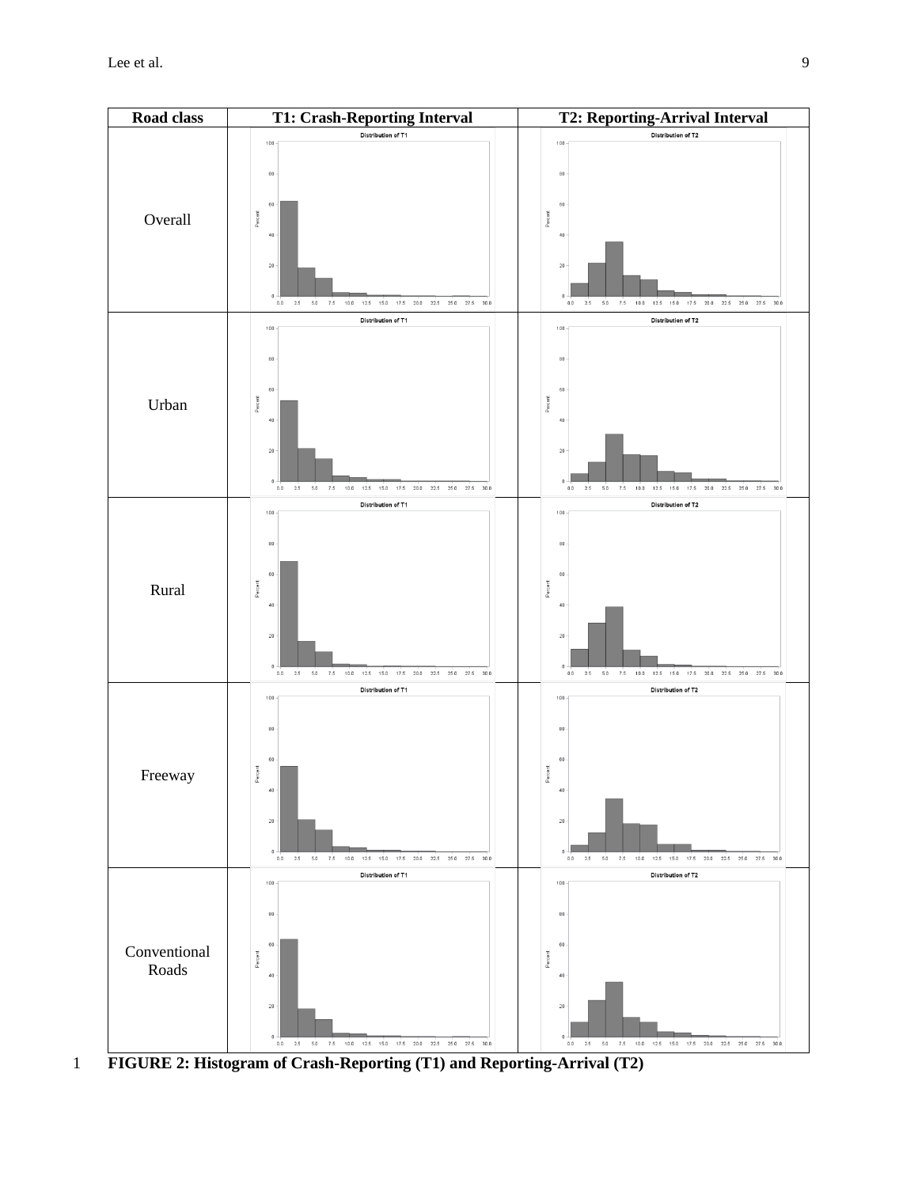| Road class | T1: Crash-Reporting Interval | T2: Reporting-Arrival Interval |
| --- | --- | --- |
| Overall | | |
| Urban | | |
| Rural | | |
| Freeway | | |
| Conventional Roads | | |

**FIGURE 2: Histogram of Crash-Reporting (T1) and Reporting-Arrival (T2)**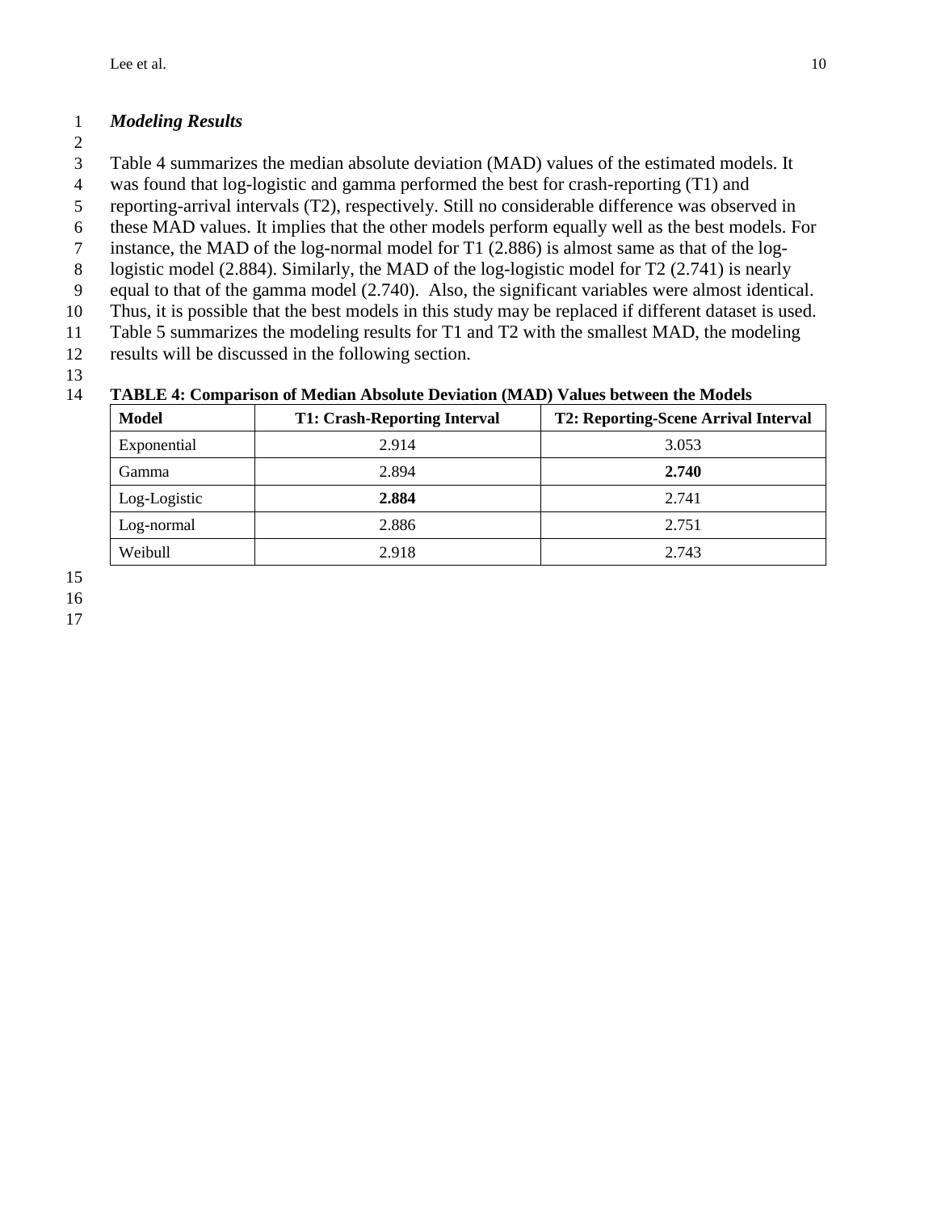### *Modeling Results*

Table 4 summarizes the median absolute deviation (MAD) values of the estimated models. It was found that log-logistic and gamma performed the best for crash-reporting (T1) and reporting-arrival intervals (T2), respectively. Still no considerable difference was observed in these MAD values. It implies that the other models perform equally well as the best models. For instance, the MAD of the log-normal model for T1 (2.886) is almost same as that of the log-logistic model (2.884). Similarly, the MAD of the log-logistic model for T2 (2.741) is nearly equal to that of the gamma model (2.740). Also, the significant variables were almost identical. Thus, it is possible that the best models in this study may be replaced if different dataset is used. Table 5 summarizes the modeling results for T1 and T2 with the smallest MAD, the modeling results will be discussed in the following section.

**TABLE 4: Comparison of Median Absolute Deviation (MAD) Values between the Models**

| Model | T1: Crash-Reporting Interval | T2: Reporting-Scene Arrival Interval |
|---|---|---|
| Exponential | 2.914 | 3.053 |
| Gamma | 2.894 | **2.740** |
| Log-Logistic | **2.884** | 2.741 |
| Log-normal | 2.886 | 2.751 |
| Weibull | 2.918 | 2.743 |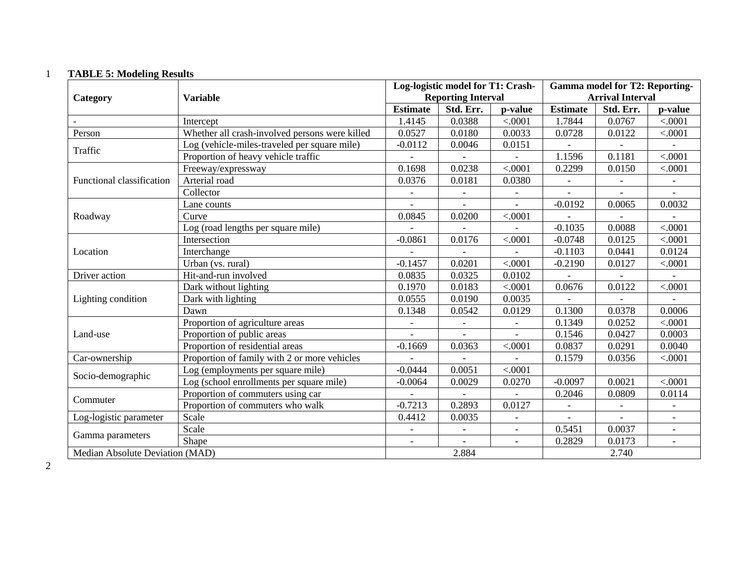**TABLE 5: Modeling Results**

| Category | Variable | Log-logistic model for T1: Crash-Reporting Interval | | | Gamma model for T2: Reporting-Arrival Interval | | |
|---|---|---|---|---|---|---|---|
| | | Estimate | Std. Err. | p-value | Estimate | Std. Err. | p-value |
| - | Intercept | 1.4145 | 0.0388 | <.0001 | 1.7844 | 0.0767 | <.0001 |
| Person | Whether all crash-involved persons were killed | 0.0527 | 0.0180 | 0.0033 | 0.0728 | 0.0122 | <.0001 |
| Traffic | Log (vehicle-miles-traveled per square mile) | -0.0112 | 0.0046 | 0.0151 | - | - | - |
| | Proportion of heavy vehicle traffic | - | - | - | 1.1596 | 0.1181 | <.0001 |
| Functional classification | Freeway/expressway | 0.1698 | 0.0238 | <.0001 | 0.2299 | 0.0150 | <.0001 |
| | Arterial road | 0.0376 | 0.0181 | 0.0380 | - | - | - |
| | Collector | - | - | - | - | - | - |
| Roadway | Lane counts | - | - | - | -0.0192 | 0.0065 | 0.0032 |
| | Curve | 0.0845 | 0.0200 | <.0001 | - | - | - |
| | Log (road lengths per square mile) | - | - | - | -0.1035 | 0.0088 | <.0001 |
| Location | Intersection | -0.0861 | 0.0176 | <.0001 | -0.0748 | 0.0125 | <.0001 |
| | Interchange | - | - | - | -0.1103 | 0.0441 | 0.0124 |
| | Urban (vs. rural) | -0.1457 | 0.0201 | <.0001 | -0.2190 | 0.0127 | <.0001 |
| Driver action | Hit-and-run involved | 0.0835 | 0.0325 | 0.0102 | - | - | - |
| Lighting condition | Dark without lighting | 0.1970 | 0.0183 | <.0001 | 0.0676 | 0.0122 | <.0001 |
| | Dark with lighting | 0.0555 | 0.0190 | 0.0035 | - | - | - |
| | Dawn | 0.1348 | 0.0542 | 0.0129 | 0.1300 | 0.0378 | 0.0006 |
| Land-use | Proportion of agriculture areas | - | - | - | 0.1349 | 0.0252 | <.0001 |
| | Proportion of public areas | - | - | - | 0.1546 | 0.0427 | 0.0003 |
| | Proportion of residential areas | -0.1669 | 0.0363 | <.0001 | 0.0837 | 0.0291 | 0.0040 |
| Car-ownership | Proportion of family with 2 or more vehicles | - | - | - | 0.1579 | 0.0356 | <.0001 |
| Socio-demographic | Log (employments per square mile) | -0.0444 | 0.0051 | <.0001 | | | |
| | Log (school enrollments per square mile) | -0.0064 | 0.0029 | 0.0270 | -0.0097 | 0.0021 | <.0001 |
| Commuter | Proportion of commuters using car | - | - | - | 0.2046 | 0.0809 | 0.0114 |
| | Proportion of commuters who walk | -0.7213 | 0.2893 | 0.0127 | - | - | - |
| Log-logistic parameter | Scale | 0.4412 | 0.0035 | - | - | - | - |
| Gamma parameters | Scale | - | - | - | 0.5451 | 0.0037 | - |
| | Shape | - | - | - | 0.2829 | 0.0173 | - |
| Median Absolute Deviation (MAD) | | 2.884 | | | 2.740 | | |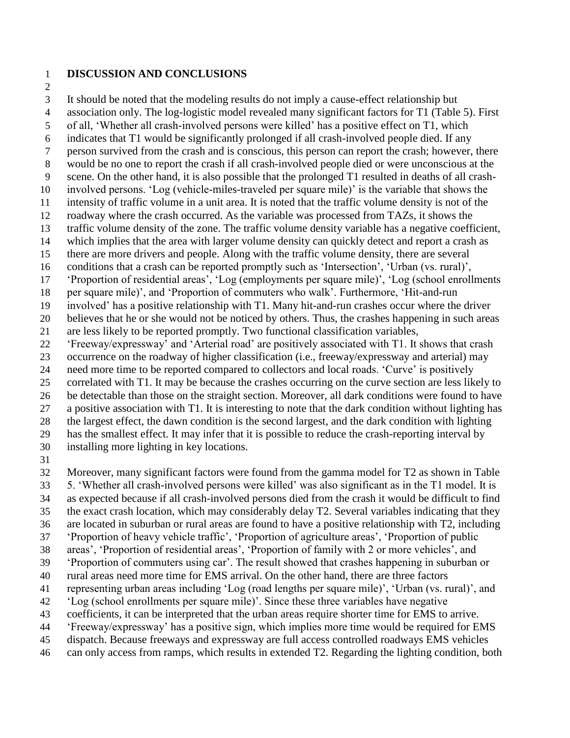## DISCUSSION AND CONCLUSIONS

It should be noted that the modeling results do not imply a cause-effect relationship but association only. The log-logistic model revealed many significant factors for T1 (Table 5). First of all, 'Whether all crash-involved persons were killed' has a positive effect on T1, which indicates that T1 would be significantly prolonged if all crash-involved people died. If any person survived from the crash and is conscious, this person can report the crash; however, there would be no one to report the crash if all crash-involved people died or were unconscious at the scene. On the other hand, it is also possible that the prolonged T1 resulted in deaths of all crash-involved persons. 'Log (vehicle-miles-traveled per square mile)' is the variable that shows the intensity of traffic volume in a unit area. It is noted that the traffic volume density is not of the roadway where the crash occurred. As the variable was processed from TAZs, it shows the traffic volume density of the zone. The traffic volume density variable has a negative coefficient, which implies that the area with larger volume density can quickly detect and report a crash as there are more drivers and people. Along with the traffic volume density, there are several conditions that a crash can be reported promptly such as 'Intersection', 'Urban (vs. rural)', 'Proportion of residential areas', 'Log (employments per square mile)', 'Log (school enrollments per square mile)', and 'Proportion of commuters who walk'. Furthermore, 'Hit-and-run involved' has a positive relationship with T1. Many hit-and-run crashes occur where the driver believes that he or she would not be noticed by others. Thus, the crashes happening in such areas are less likely to be reported promptly. Two functional classification variables, 'Freeway/expressway' and 'Arterial road' are positively associated with T1. It shows that crash occurrence on the roadway of higher classification (i.e., freeway/expressway and arterial) may need more time to be reported compared to collectors and local roads. 'Curve' is positively correlated with T1. It may be because the crashes occurring on the curve section are less likely to be detectable than those on the straight section. Moreover, all dark conditions were found to have a positive association with T1. It is interesting to note that the dark condition without lighting has the largest effect, the dawn condition is the second largest, and the dark condition with lighting has the smallest effect. It may infer that it is possible to reduce the crash-reporting interval by installing more lighting in key locations.

Moreover, many significant factors were found from the gamma model for T2 as shown in Table 5. 'Whether all crash-involved persons were killed' was also significant as in the T1 model. It is as expected because if all crash-involved persons died from the crash it would be difficult to find the exact crash location, which may considerably delay T2. Several variables indicating that they are located in suburban or rural areas are found to have a positive relationship with T2, including 'Proportion of heavy vehicle traffic', 'Proportion of agriculture areas', 'Proportion of public areas', 'Proportion of residential areas', 'Proportion of family with 2 or more vehicles', and 'Proportion of commuters using car'. The result showed that crashes happening in suburban or rural areas need more time for EMS arrival. On the other hand, there are three factors representing urban areas including 'Log (road lengths per square mile)', 'Urban (vs. rural)', and 'Log (school enrollments per square mile)'. Since these three variables have negative coefficients, it can be interpreted that the urban areas require shorter time for EMS to arrive. 'Freeway/expressway' has a positive sign, which implies more time would be required for EMS dispatch. Because freeways and expressway are full access controlled roadways EMS vehicles can only access from ramps, which results in extended T2. Regarding the lighting condition, both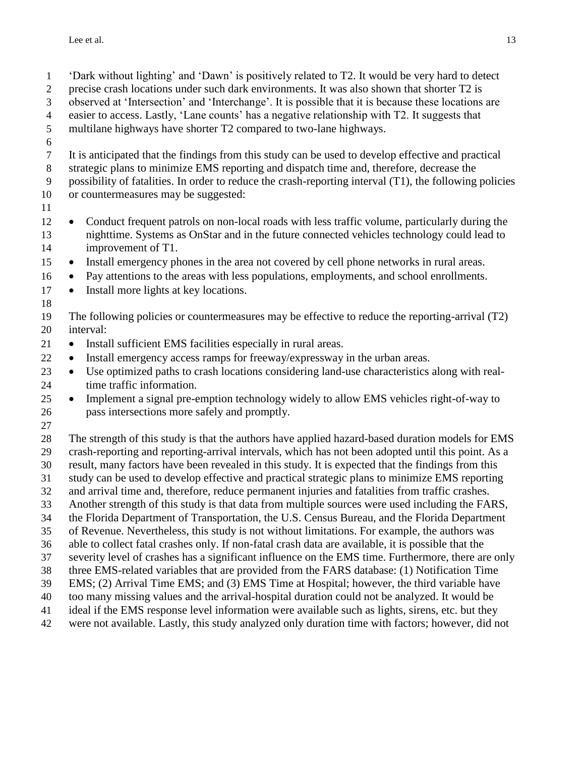'Dark without lighting' and 'Dawn' is positively related to T2. It would be very hard to detect precise crash locations under such dark environments. It was also shown that shorter T2 is observed at 'Intersection' and 'Interchange'. It is possible that it is because these locations are easier to access. Lastly, 'Lane counts' has a negative relationship with T2. It suggests that multilane highways have shorter T2 compared to two-lane highways.

It is anticipated that the findings from this study can be used to develop effective and practical strategic plans to minimize EMS reporting and dispatch time and, therefore, decrease the possibility of fatalities. In order to reduce the crash-reporting interval (T1), the following policies or countermeasures may be suggested:

- Conduct frequent patrols on non-local roads with less traffic volume, particularly during the nighttime. Systems as OnStar and in the future connected vehicles technology could lead to improvement of T1.
- Install emergency phones in the area not covered by cell phone networks in rural areas.
- Pay attentions to the areas with less populations, employments, and school enrollments.
- Install more lights at key locations.

The following policies or countermeasures may be effective to reduce the reporting-arrival (T2) interval:

- Install sufficient EMS facilities especially in rural areas.
- Install emergency access ramps for freeway/expressway in the urban areas.
- Use optimized paths to crash locations considering land-use characteristics along with real-time traffic information.
- Implement a signal pre-emption technology widely to allow EMS vehicles right-of-way to pass intersections more safely and promptly.

The strength of this study is that the authors have applied hazard-based duration models for EMS crash-reporting and reporting-arrival intervals, which has not been adopted until this point. As a result, many factors have been revealed in this study. It is expected that the findings from this study can be used to develop effective and practical strategic plans to minimize EMS reporting and arrival time and, therefore, reduce permanent injuries and fatalities from traffic crashes. Another strength of this study is that data from multiple sources were used including the FARS, the Florida Department of Transportation, the U.S. Census Bureau, and the Florida Department of Revenue. Nevertheless, this study is not without limitations. For example, the authors was able to collect fatal crashes only. If non-fatal crash data are available, it is possible that the severity level of crashes has a significant influence on the EMS time. Furthermore, there are only three EMS-related variables that are provided from the FARS database: (1) Notification Time EMS; (2) Arrival Time EMS; and (3) EMS Time at Hospital; however, the third variable have too many missing values and the arrival-hospital duration could not be analyzed. It would be ideal if the EMS response level information were available such as lights, sirens, etc. but they were not available. Lastly, this study analyzed only duration time with factors; however, did not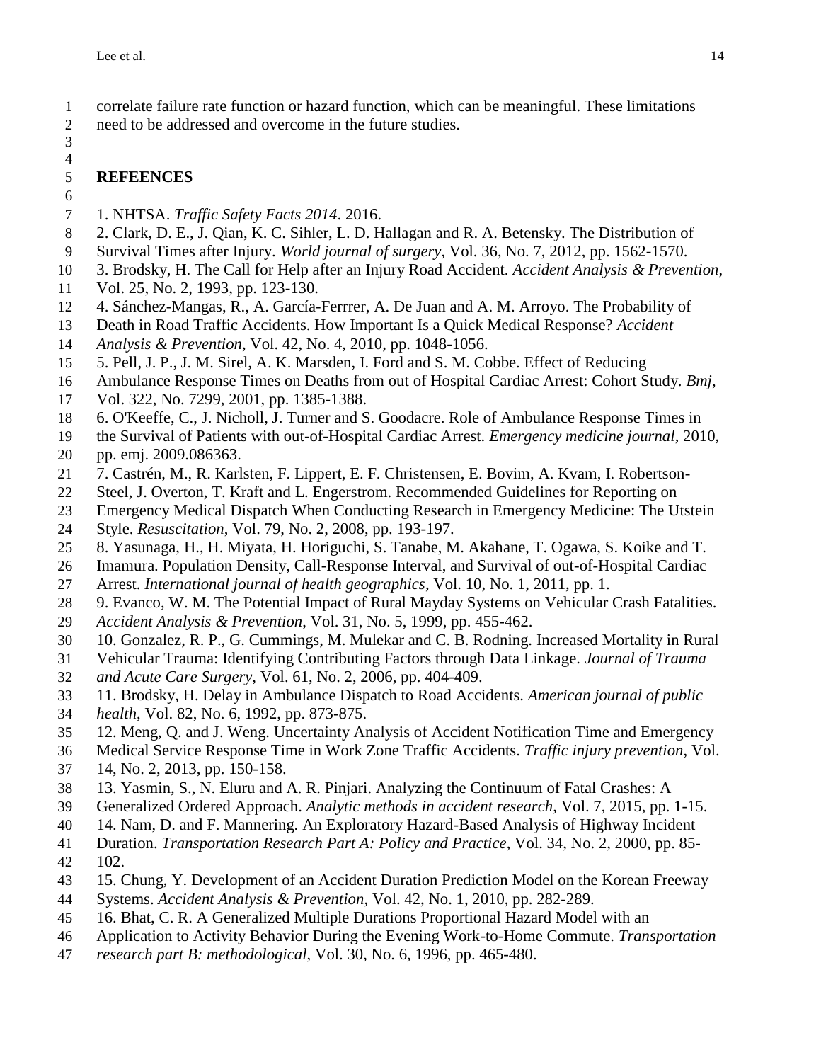correlate failure rate function or hazard function, which can be meaningful. These limitations need to be addressed and overcome in the future studies.

## REFEENCES

1. NHTSA. *Traffic Safety Facts 2014*. 2016.
2. Clark, D. E., J. Qian, K. C. Sihler, L. D. Hallagan and R. A. Betensky. The Distribution of Survival Times after Injury. *World journal of surgery*, Vol. 36, No. 7, 2012, pp. 1562-1570.
3. Brodsky, H. The Call for Help after an Injury Road Accident. *Accident Analysis & Prevention*, Vol. 25, No. 2, 1993, pp. 123-130.
4. Sánchez-Mangas, R., A. García-Ferrrer, A. De Juan and A. M. Arroyo. The Probability of Death in Road Traffic Accidents. How Important Is a Quick Medical Response? *Accident Analysis & Prevention*, Vol. 42, No. 4, 2010, pp. 1048-1056.
5. Pell, J. P., J. M. Sirel, A. K. Marsden, I. Ford and S. M. Cobbe. Effect of Reducing Ambulance Response Times on Deaths from out of Hospital Cardiac Arrest: Cohort Study. *Bmj*, Vol. 322, No. 7299, 2001, pp. 1385-1388.
6. O'Keeffe, C., J. Nicholl, J. Turner and S. Goodacre. Role of Ambulance Response Times in the Survival of Patients with out-of-Hospital Cardiac Arrest. *Emergency medicine journal*, 2010, pp. emj. 2009.086363.
7. Castrén, M., R. Karlsten, F. Lippert, E. F. Christensen, E. Bovim, A. Kvam, I. Robertson-Steel, J. Overton, T. Kraft and L. Engerstrom. Recommended Guidelines for Reporting on Emergency Medical Dispatch When Conducting Research in Emergency Medicine: The Utstein Style. *Resuscitation*, Vol. 79, No. 2, 2008, pp. 193-197.
8. Yasunaga, H., H. Miyata, H. Horiguchi, S. Tanabe, M. Akahane, T. Ogawa, S. Koike and T. Imamura. Population Density, Call-Response Interval, and Survival of out-of-Hospital Cardiac Arrest. *International journal of health geographics*, Vol. 10, No. 1, 2011, pp. 1.
9. Evanco, W. M. The Potential Impact of Rural Mayday Systems on Vehicular Crash Fatalities. *Accident Analysis & Prevention*, Vol. 31, No. 5, 1999, pp. 455-462.
10. Gonzalez, R. P., G. Cummings, M. Mulekar and C. B. Rodning. Increased Mortality in Rural Vehicular Trauma: Identifying Contributing Factors through Data Linkage. *Journal of Trauma and Acute Care Surgery*, Vol. 61, No. 2, 2006, pp. 404-409.
11. Brodsky, H. Delay in Ambulance Dispatch to Road Accidents. *American journal of public health*, Vol. 82, No. 6, 1992, pp. 873-875.
12. Meng, Q. and J. Weng. Uncertainty Analysis of Accident Notification Time and Emergency Medical Service Response Time in Work Zone Traffic Accidents. *Traffic injury prevention*, Vol. 14, No. 2, 2013, pp. 150-158.
13. Yasmin, S., N. Eluru and A. R. Pinjari. Analyzing the Continuum of Fatal Crashes: A Generalized Ordered Approach. *Analytic methods in accident research*, Vol. 7, 2015, pp. 1-15.
14. Nam, D. and F. Mannering. An Exploratory Hazard-Based Analysis of Highway Incident Duration. *Transportation Research Part A: Policy and Practice*, Vol. 34, No. 2, 2000, pp. 85-102.
15. Chung, Y. Development of an Accident Duration Prediction Model on the Korean Freeway Systems. *Accident Analysis & Prevention*, Vol. 42, No. 1, 2010, pp. 282-289.
16. Bhat, C. R. A Generalized Multiple Durations Proportional Hazard Model with an Application to Activity Behavior During the Evening Work-to-Home Commute. *Transportation research part B: methodological*, Vol. 30, No. 6, 1996, pp. 465-480.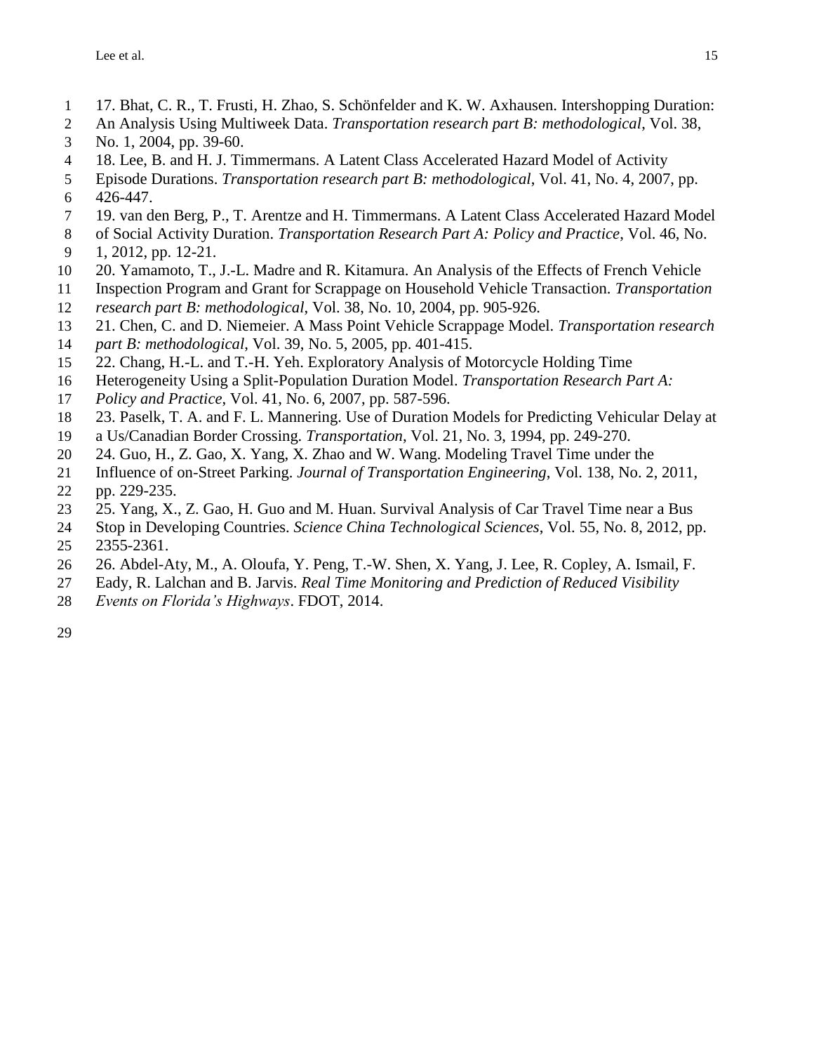17. Bhat, C. R., T. Frusti, H. Zhao, S. Schönfelder and K. W. Axhausen. Intershopping Duration: An Analysis Using Multiweek Data. *Transportation research part B: methodological*, Vol. 38, No. 1, 2004, pp. 39-60.

18. Lee, B. and H. J. Timmermans. A Latent Class Accelerated Hazard Model of Activity Episode Durations. *Transportation research part B: methodological*, Vol. 41, No. 4, 2007, pp. 426-447.

19. van den Berg, P., T. Arentze and H. Timmermans. A Latent Class Accelerated Hazard Model of Social Activity Duration. *Transportation Research Part A: Policy and Practice*, Vol. 46, No. 1, 2012, pp. 12-21.

20. Yamamoto, T., J.-L. Madre and R. Kitamura. An Analysis of the Effects of French Vehicle Inspection Program and Grant for Scrappage on Household Vehicle Transaction. *Transportation research part B: methodological*, Vol. 38, No. 10, 2004, pp. 905-926.

21. Chen, C. and D. Niemeier. A Mass Point Vehicle Scrappage Model. *Transportation research part B: methodological*, Vol. 39, No. 5, 2005, pp. 401-415.

22. Chang, H.-L. and T.-H. Yeh. Exploratory Analysis of Motorcycle Holding Time Heterogeneity Using a Split-Population Duration Model. *Transportation Research Part A: Policy and Practice*, Vol. 41, No. 6, 2007, pp. 587-596.

23. Paselk, T. A. and F. L. Mannering. Use of Duration Models for Predicting Vehicular Delay at a Us/Canadian Border Crossing. *Transportation*, Vol. 21, No. 3, 1994, pp. 249-270.

24. Guo, H., Z. Gao, X. Yang, X. Zhao and W. Wang. Modeling Travel Time under the Influence of on-Street Parking. *Journal of Transportation Engineering*, Vol. 138, No. 2, 2011, pp. 229-235.

25. Yang, X., Z. Gao, H. Guo and M. Huan. Survival Analysis of Car Travel Time near a Bus Stop in Developing Countries. *Science China Technological Sciences*, Vol. 55, No. 8, 2012, pp. 2355-2361.

26. Abdel-Aty, M., A. Oloufa, Y. Peng, T.-W. Shen, X. Yang, J. Lee, R. Copley, A. Ismail, F. Eady, R. Lalchan and B. Jarvis. *Real Time Monitoring and Prediction of Reduced Visibility Events on Florida's Highways*. FDOT, 2014.